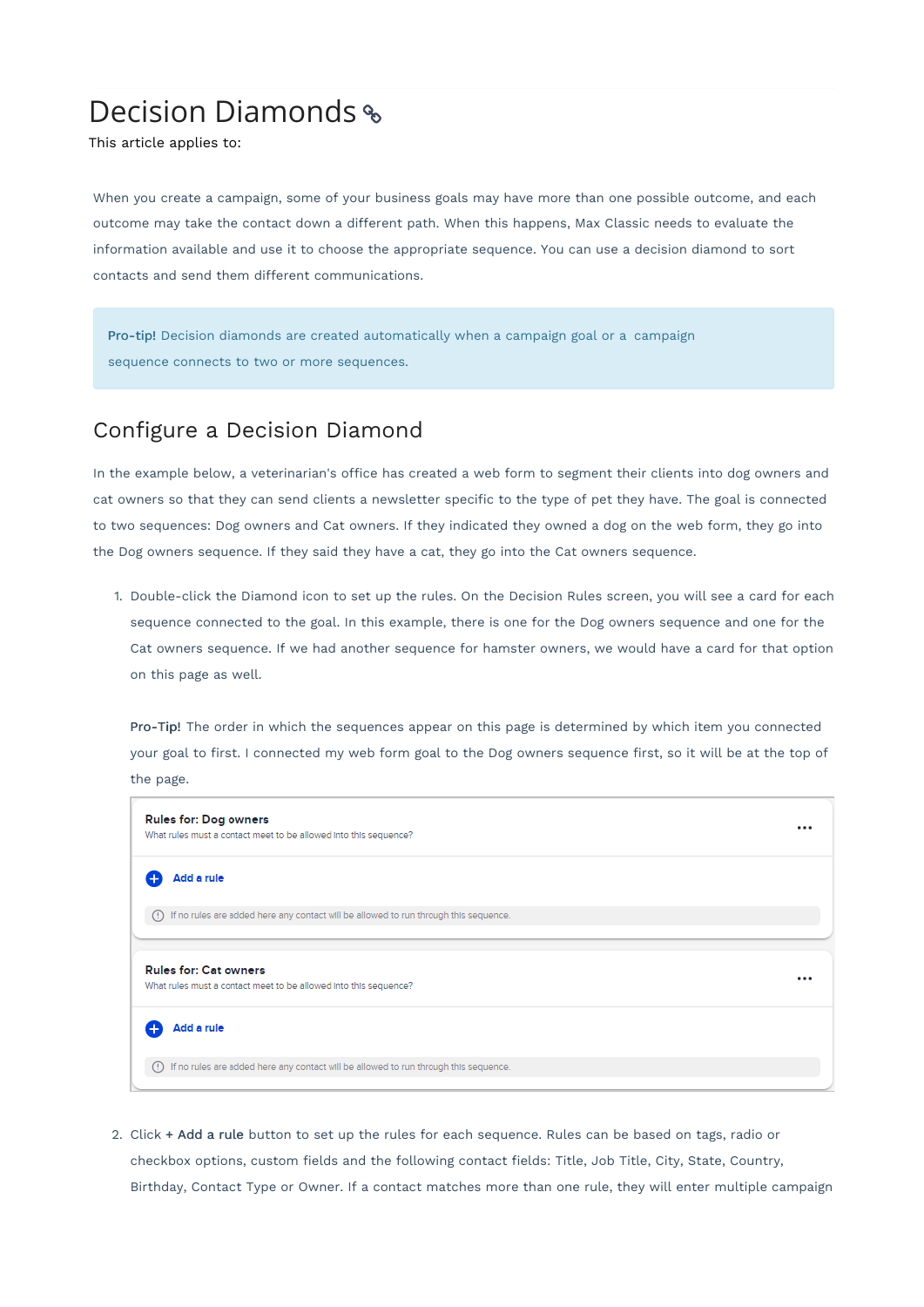# Decision Diamonds

This article applies to:

When you create a campaign, some of your business goals may have more than one possible outcome, and each outcome may take the contact down a different path. When this happens, Max Classic needs to evaluate the information available and use it to choose the appropriate sequence. You can use a decision diamond to sort contacts and send them different communications.

> **Pro-tip!** Decision diamonds are created automatically when a campaign goal or a campaign sequence connects to two or more sequences.

## Configure a Decision Diamond

In the example below, a veterinarian's office has created a web form to segment their clients into dog owners and cat owners so that they can send clients a newsletter specific to the type of pet they have. The goal is connected to two sequences: Dog owners and Cat owners. If they indicated they owned a dog on the web form, they go into the Dog owners sequence. If they said they have a cat, they go into the Cat owners sequence.

1. Double-click the Diamond icon to set up the rules. On the Decision Rules screen, you will see a card for each sequence connected to the goal. In this example, there is one for the Dog owners sequence and one for the Cat owners sequence. If we had another sequence for hamster owners, we would have a card for that option on this page as well.

   **Pro-Tip!** The order in which the sequences appear on this page is determined by which item you connected your goal to first. I connected my web form goal to the Dog owners sequence first, so it will be at the top of the page.

   **Rules for: Dog owners**
   What rules must a contact meet to be allowed into this sequence?

   Add a rule

   If no rules are added here any contact will be allowed to run through this sequence.

   **Rules for: Cat owners**
   What rules must a contact meet to be allowed into this sequence?

   Add a rule

   If no rules are added here any contact will be allowed to run through this sequence.

2. Click **+ Add a rule** button to set up the rules for each sequence. Rules can be based on tags, radio or checkbox options, custom fields and the following contact fields: Title, Job Title, City, State, Country, Birthday, Contact Type or Owner. If a contact matches more than one rule, they will enter multiple campaign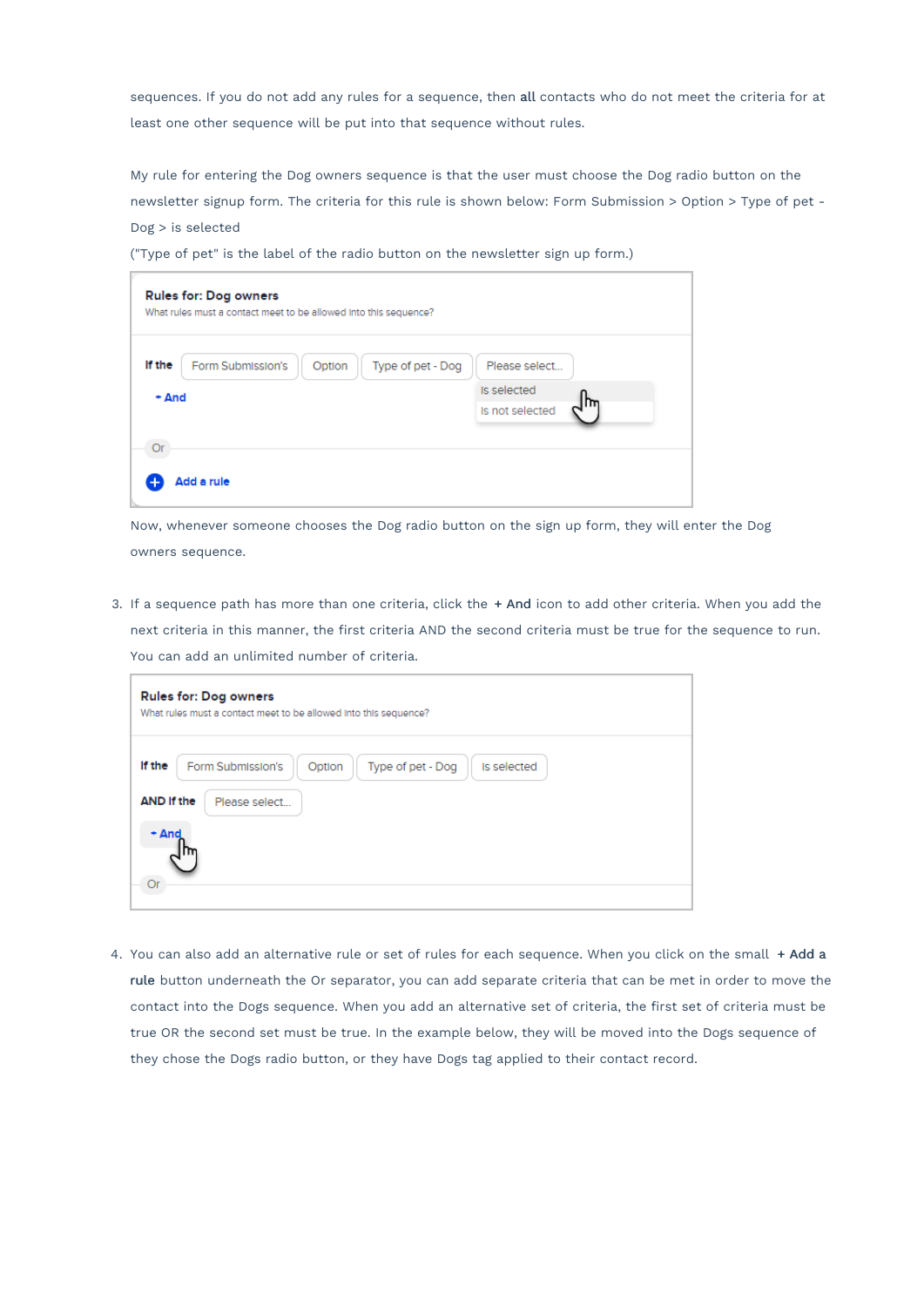sequences. If you do not add any rules for a sequence, then **all** contacts who do not meet the criteria for at least one other sequence will be put into that sequence without rules.

My rule for entering the Dog owners sequence is that the user must choose the Dog radio button on the newsletter signup form. The criteria for this rule is shown below: Form Submission > Option > Type of pet - Dog > is selected
("Type of pet" is the label of the radio button on the newsletter sign up form.)

Now, whenever someone chooses the Dog radio button on the sign up form, they will enter the Dog owners sequence.

3. If a sequence path has more than one criteria, click the **+ And** icon to add other criteria. When you add the next criteria in this manner, the first criteria AND the second criteria must be true for the sequence to run. You can add an unlimited number of criteria.

4. You can also add an alternative rule or set of rules for each sequence. When you click on the small **+ Add a rule** button underneath the Or separator, you can add separate criteria that can be met in order to move the contact into the Dogs sequence. When you add an alternative set of criteria, the first set of criteria must be true OR the second set must be true. In the example below, they will be moved into the Dogs sequence of they chose the Dogs radio button, or they have Dogs tag applied to their contact record.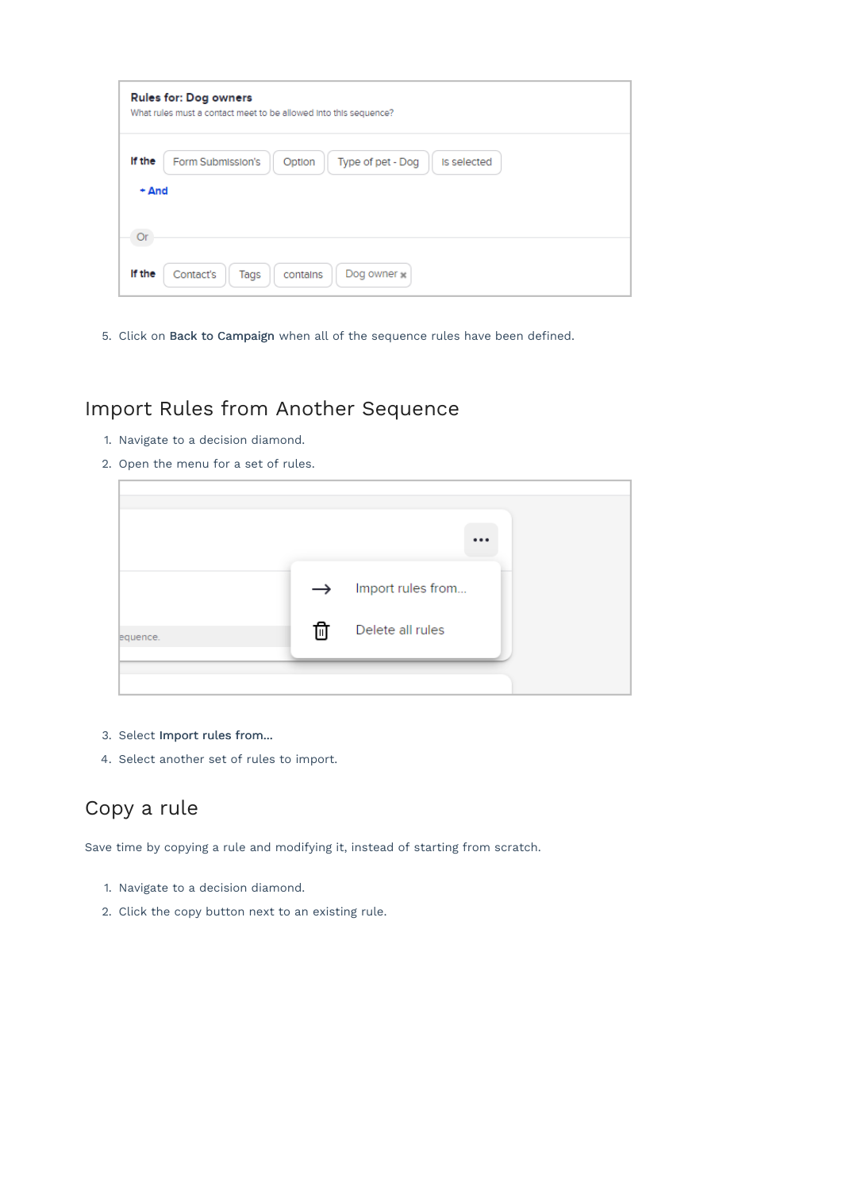5. Click on **Back to Campaign** when all of the sequence rules have been defined.

## Import Rules from Another Sequence

1. Navigate to a decision diamond.
2. Open the menu for a set of rules.
3. Select **Import rules from...**
4. Select another set of rules to import.

## Copy a rule

Save time by copying a rule and modifying it, instead of starting from scratch.

1. Navigate to a decision diamond.
2. Click the copy button next to an existing rule.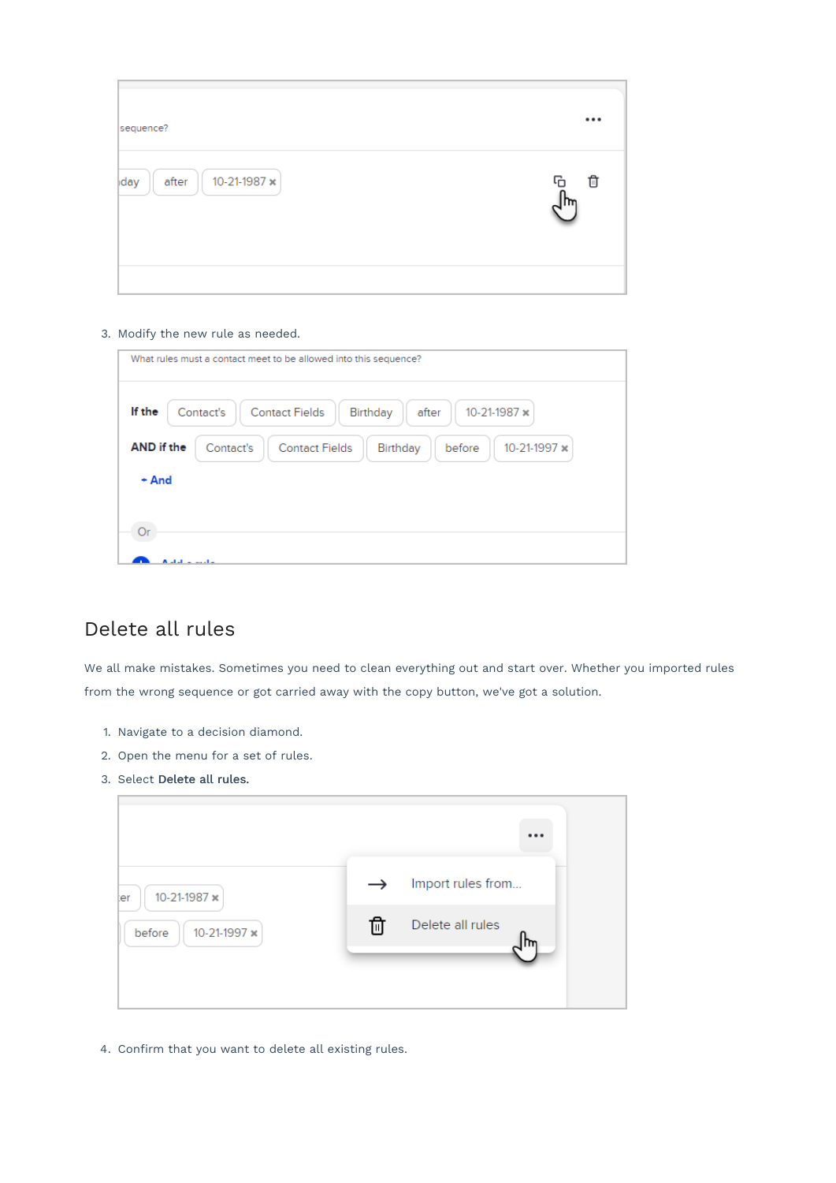3. Modify the new rule as needed.

## Delete all rules

We all make mistakes. Sometimes you need to clean everything out and start over. Whether you imported rules from the wrong sequence or got carried away with the copy button, we've got a solution.

1. Navigate to a decision diamond.
2. Open the menu for a set of rules.
3. Select **Delete all rules.**
4. Confirm that you want to delete all existing rules.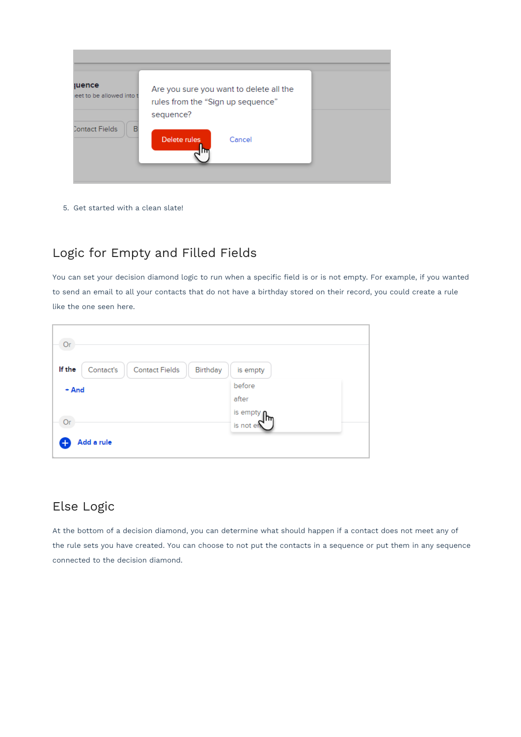5. Get started with a clean slate!

## Logic for Empty and Filled Fields

You can set your decision diamond logic to run when a specific field is or is not empty. For example, if you wanted to send an email to all your contacts that do not have a birthday stored on their record, you could create a rule like the one seen here.

## Else Logic

At the bottom of a decision diamond, you can determine what should happen if a contact does not meet any of the rule sets you have created. You can choose to not put the contacts in a sequence or put them in any sequence connected to the decision diamond.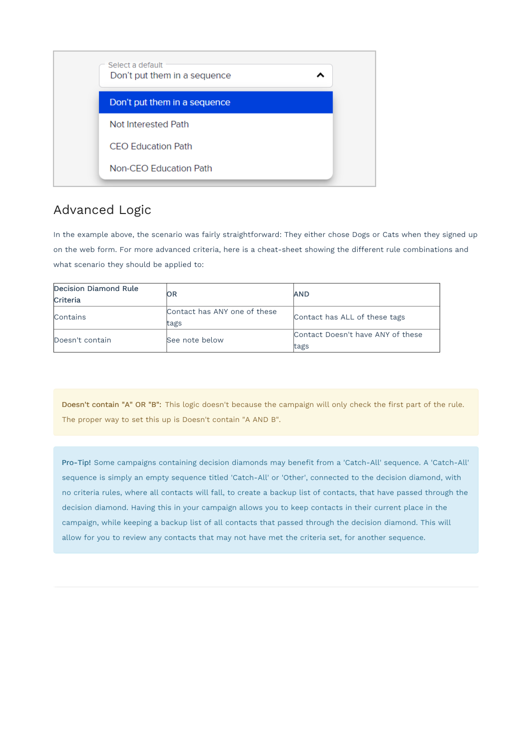Select a default

Don't put them in a sequence

- Don't put them in a sequence
- Not Interested Path
- CEO Education Path
- Non-CEO Education Path

## Advanced Logic

In the example above, the scenario was fairly straightforward: They either chose Dogs or Cats when they signed up on the web form. For more advanced criteria, here is a cheat-sheet showing the different rule combinations and what scenario they should be applied to:

| **Decision Diamond Rule Criteria** | **OR** | **AND** |
|---|---|---|
| Contains | Contact has ANY one of these tags | Contact has ALL of these tags |
| Doesn't contain | See note below | Contact Doesn't have ANY of these tags |

**Doesn't contain "A" OR "B":** This logic doesn't because the campaign will only check the first part of the rule. The proper way to set this up is Doesn't contain "A AND B".

**Pro-Tip!** Some campaigns containing decision diamonds may benefit from a 'Catch-All' sequence. A 'Catch-All' sequence is simply an empty sequence titled 'Catch-All' or 'Other', connected to the decision diamond, with no criteria rules, where all contacts will fall, to create a backup list of contacts, that have passed through the decision diamond. Having this in your campaign allows you to keep contacts in their current place in the campaign, while keeping a backup list of all contacts that passed through the decision diamond. This will allow for you to review any contacts that may not have met the criteria set, for another sequence.